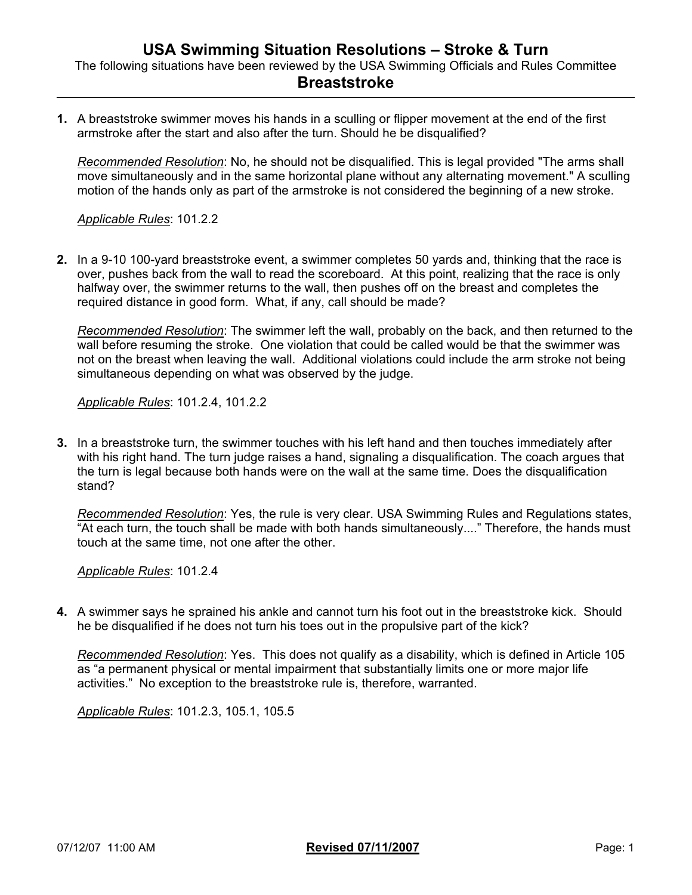# USA Swimming Situation Resolutions – Stroke & Turn

The following situations have been reviewed by the USA Swimming Officials and Rules Committee

## Breaststroke

**1.** A breaststroke swimmer moves his hands in a sculling or flipper movement at the end of the first armstroke after the start and also after the turn. Should he be disqualified?

*Recommended Resolution*: No, he should not be disqualified. This is legal provided "The arms shall move simultaneously and in the same horizontal plane without any alternating movement." A sculling motion of the hands only as part of the armstroke is not considered the beginning of a new stroke.

*Applicable Rules*: 101.2.2

**2.** In a 9-10 100-yard breaststroke event, a swimmer completes 50 yards and, thinking that the race is over, pushes back from the wall to read the scoreboard. At this point, realizing that the race is only halfway over, the swimmer returns to the wall, then pushes off on the breast and completes the required distance in good form. What, if any, call should be made?

*Recommended Resolution*: The swimmer left the wall, probably on the back, and then returned to the wall before resuming the stroke. One violation that could be called would be that the swimmer was not on the breast when leaving the wall. Additional violations could include the arm stroke not being simultaneous depending on what was observed by the judge.

*Applicable Rules*: 101.2.4, 101.2.2

**3.** In a breaststroke turn, the swimmer touches with his left hand and then touches immediately after with his right hand. The turn judge raises a hand, signaling a disqualification. The coach argues that the turn is legal because both hands were on the wall at the same time. Does the disqualification stand?

*Recommended Resolution*: Yes, the rule is very clear. USA Swimming Rules and Regulations states, "At each turn, the touch shall be made with both hands simultaneously...." Therefore, the hands must touch at the same time, not one after the other.

*Applicable Rules*: 101.2.4

**4.** A swimmer says he sprained his ankle and cannot turn his foot out in the breaststroke kick. Should he be disqualified if he does not turn his toes out in the propulsive part of the kick?

*Recommended Resolution*: Yes. This does not qualify as a disability, which is defined in Article 105 as "a permanent physical or mental impairment that substantially limits one or more major life activities." No exception to the breaststroke rule is, therefore, warranted.

*Applicable Rules*: 101.2.3, 105.1, 105.5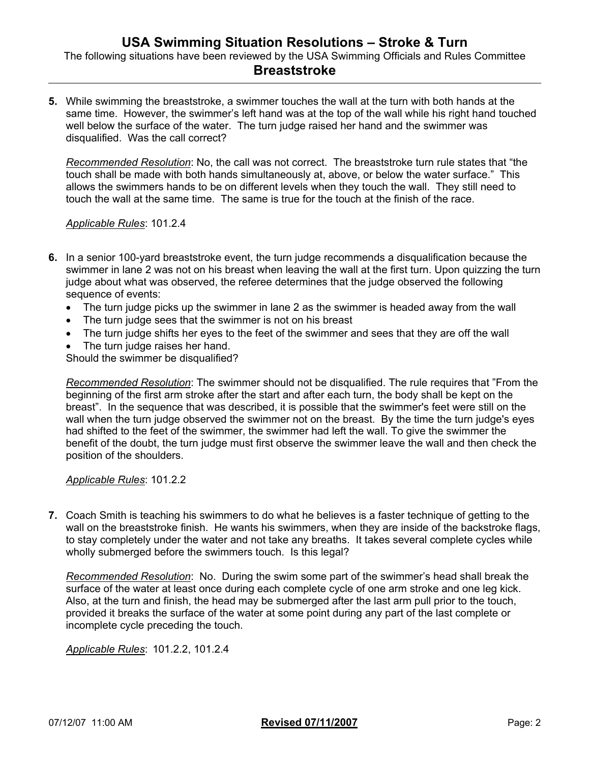## USA Swimming Situation Resolutions – Stroke & Turn

The following situations have been reviewed by the USA Swimming Officials and Rules Committee

### Breaststroke

**5.** While swimming the breaststroke, a swimmer touches the wall at the turn with both hands at the same time. However, the swimmer's left hand was at the top of the wall while his right hand touched well below the surface of the water. The turn judge raised her hand and the swimmer was disqualified. Was the call correct?

*Recommended Resolution*: No, the call was not correct. The breaststroke turn rule states that "the touch shall be made with both hands simultaneously at, above, or below the water surface." This allows the swimmers hands to be on different levels when they touch the wall. They still need to touch the wall at the same time. The same is true for the touch at the finish of the race.

*Applicable Rules*: 101.2.4

**6.** In a senior 100-yard breaststroke event, the turn judge recommends a disqualification because the swimmer in lane 2 was not on his breast when leaving the wall at the first turn. Upon quizzing the turn judge about what was observed, the referee determines that the judge observed the following sequence of events:

- The turn judge picks up the swimmer in lane 2 as the swimmer is headed away from the wall
- The turn judge sees that the swimmer is not on his breast
- The turn judge shifts her eyes to the feet of the swimmer and sees that they are off the wall
- The turn judge raises her hand.

Should the swimmer be disqualified?

*Recommended Resolution*: The swimmer should not be disqualified. The rule requires that "From the beginning of the first arm stroke after the start and after each turn, the body shall be kept on the breast". In the sequence that was described, it is possible that the swimmer's feet were still on the wall when the turn judge observed the swimmer not on the breast. By the time the turn judge's eyes had shifted to the feet of the swimmer, the swimmer had left the wall. To give the swimmer the benefit of the doubt, the turn judge must first observe the swimmer leave the wall and then check the position of the shoulders.

*Applicable Rules*: 101.2.2

**7.** Coach Smith is teaching his swimmers to do what he believes is a faster technique of getting to the wall on the breaststroke finish. He wants his swimmers, when they are inside of the backstroke flags, to stay completely under the water and not take any breaths. It takes several complete cycles while wholly submerged before the swimmers touch. Is this legal?

*Recommended Resolution*: No. During the swim some part of the swimmer's head shall break the surface of the water at least once during each complete cycle of one arm stroke and one leg kick. Also, at the turn and finish, the head may be submerged after the last arm pull prior to the touch, provided it breaks the surface of the water at some point during any part of the last complete or incomplete cycle preceding the touch.

*Applicable Rules*: 101.2.2, 101.2.4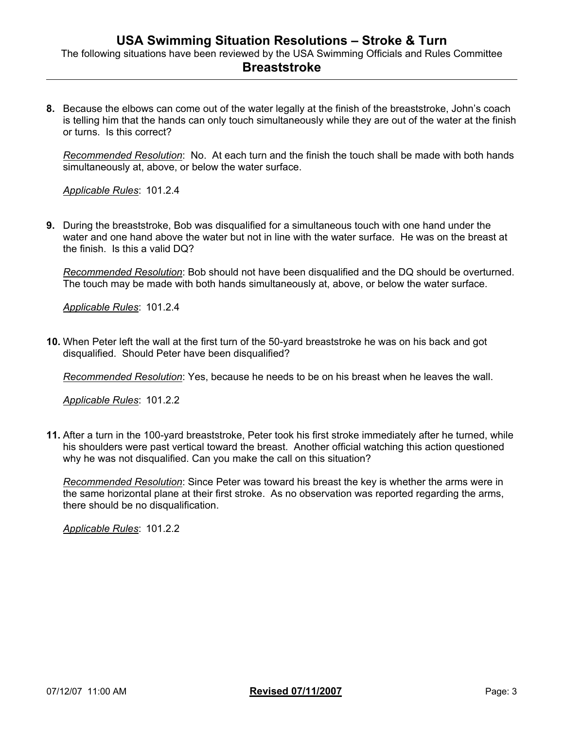8. Because the elbows can come out of the water legally at the finish of the breaststroke, John's coach is telling him that the hands can only touch simultaneously while they are out of the water at the finish or turns. Is this correct?

   _Recommended Resolution_: No. At each turn and the finish the touch shall be made with both hands simultaneously at, above, or below the water surface.

   _Applicable Rules_: 101.2.4

9. During the breaststroke, Bob was disqualified for a simultaneous touch with one hand under the water and one hand above the water but not in line with the water surface. He was on the breast at the finish. Is this a valid DQ?

   _Recommended Resolution_: Bob should not have been disqualified and the DQ should be overturned. The touch may be made with both hands simultaneously at, above, or below the water surface.

   _Applicable Rules_: 101.2.4

10. When Peter left the wall at the first turn of the 50-yard breaststroke he was on his back and got disqualified. Should Peter have been disqualified?

    _Recommended Resolution_: Yes, because he needs to be on his breast when he leaves the wall.

    _Applicable Rules_: 101.2.2

11. After a turn in the 100-yard breaststroke, Peter took his first stroke immediately after he turned, while his shoulders were past vertical toward the breast. Another official watching this action questioned why he was not disqualified. Can you make the call on this situation?

    _Recommended Resolution_: Since Peter was toward his breast the key is whether the arms were in the same horizontal plane at their first stroke. As no observation was reported regarding the arms, there should be no disqualification.

    _Applicable Rules_: 101.2.2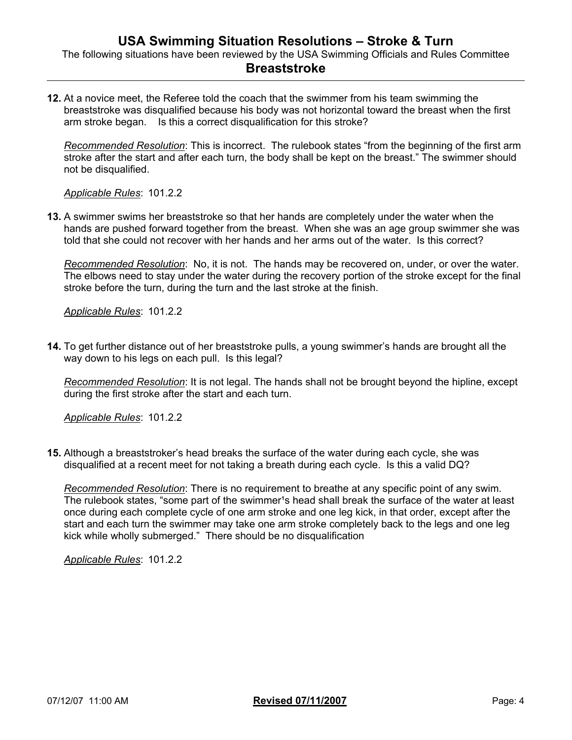# USA Swimming Situation Resolutions – Stroke & Turn

The following situations have been reviewed by the USA Swimming Officials and Rules Committee

## Breaststroke

**12.** At a novice meet, the Referee told the coach that the swimmer from his team swimming the breaststroke was disqualified because his body was not horizontal toward the breast when the first arm stroke began. Is this a correct disqualification for this stroke?

*Recommended Resolution*: This is incorrect. The rulebook states "from the beginning of the first arm stroke after the start and after each turn, the body shall be kept on the breast." The swimmer should not be disqualified.

*Applicable Rules*: 101.2.2

**13.** A swimmer swims her breaststroke so that her hands are completely under the water when the hands are pushed forward together from the breast. When she was an age group swimmer she was told that she could not recover with her hands and her arms out of the water. Is this correct?

*Recommended Resolution*: No, it is not. The hands may be recovered on, under, or over the water. The elbows need to stay under the water during the recovery portion of the stroke except for the final stroke before the turn, during the turn and the last stroke at the finish.

*Applicable Rules*: 101.2.2

**14.** To get further distance out of her breaststroke pulls, a young swimmer's hands are brought all the way down to his legs on each pull. Is this legal?

*Recommended Resolution*: It is not legal. The hands shall not be brought beyond the hipline, except during the first stroke after the start and each turn.

*Applicable Rules*: 101.2.2

**15.** Although a breaststroker's head breaks the surface of the water during each cycle, she was disqualified at a recent meet for not taking a breath during each cycle. Is this a valid DQ?

*Recommended Resolution*: There is no requirement to breathe at any specific point of any swim. The rulebook states, "some part of the swimmer's head shall break the surface of the water at least once during each complete cycle of one arm stroke and one leg kick, in that order, except after the start and each turn the swimmer may take one arm stroke completely back to the legs and one leg kick while wholly submerged." There should be no disqualification

*Applicable Rules*: 101.2.2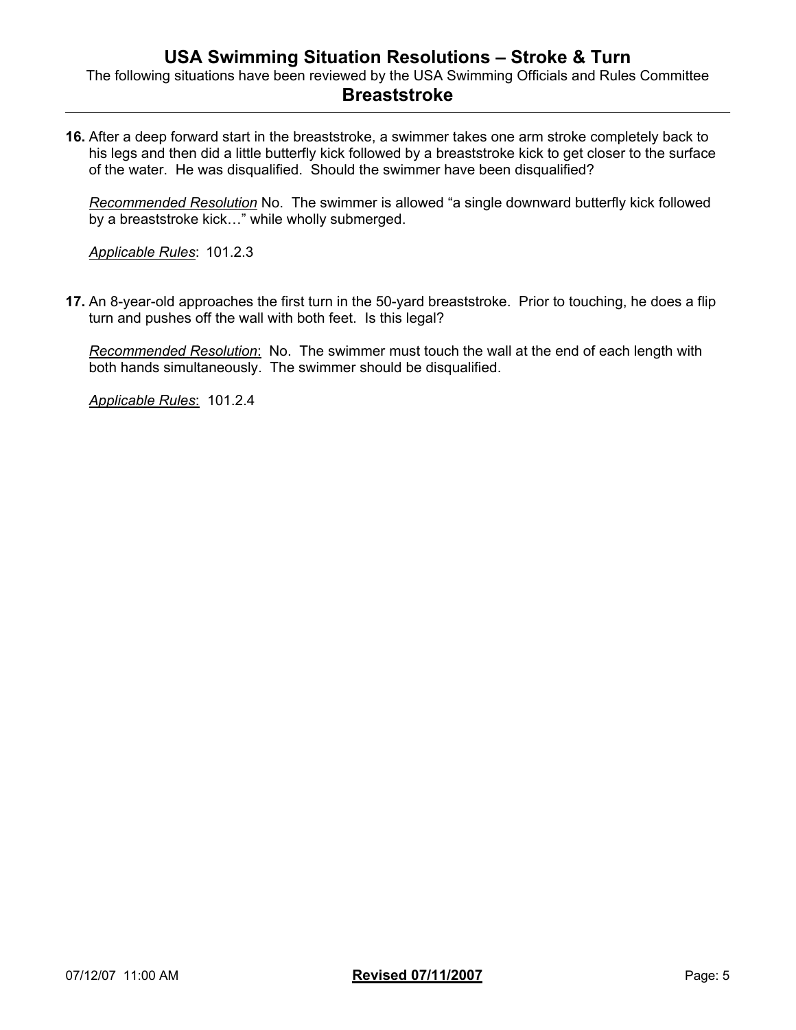## Breaststroke

**16.** After a deep forward start in the breaststroke, a swimmer takes one arm stroke completely back to his legs and then did a little butterfly kick followed by a breaststroke kick to get closer to the surface of the water. He was disqualified. Should the swimmer have been disqualified?

*Recommended Resolution* No. The swimmer is allowed "a single downward butterfly kick followed by a breaststroke kick…" while wholly submerged.

*Applicable Rules*: 101.2.3

**17.** An 8-year-old approaches the first turn in the 50-yard breaststroke. Prior to touching, he does a flip turn and pushes off the wall with both feet. Is this legal?

*Recommended Resolution*: No. The swimmer must touch the wall at the end of each length with both hands simultaneously. The swimmer should be disqualified.

*Applicable Rules*: 101.2.4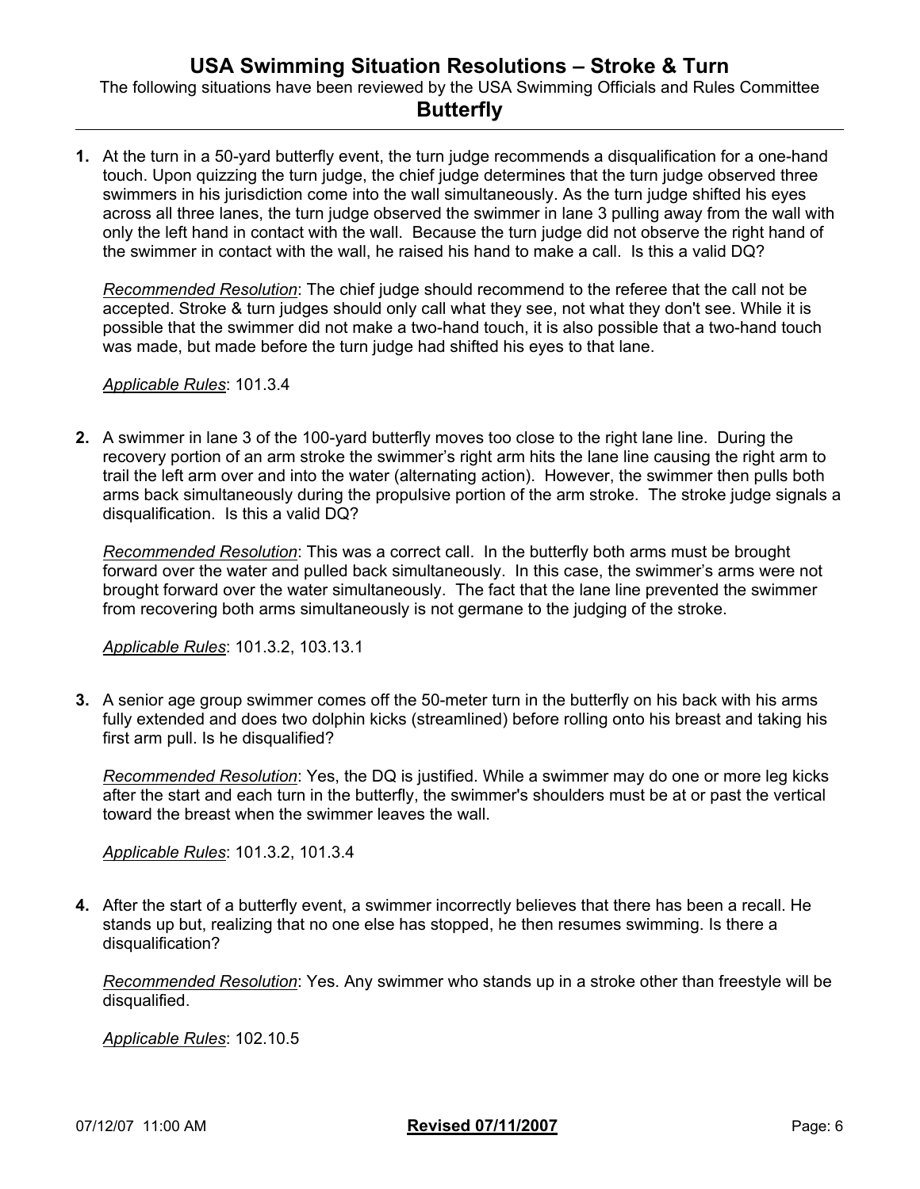# USA Swimming Situation Resolutions – Stroke & Turn

The following situations have been reviewed by the USA Swimming Officials and Rules Committee

## Butterfly

**1.** At the turn in a 50-yard butterfly event, the turn judge recommends a disqualification for a one-hand touch. Upon quizzing the turn judge, the chief judge determines that the turn judge observed three swimmers in his jurisdiction come into the wall simultaneously. As the turn judge shifted his eyes across all three lanes, the turn judge observed the swimmer in lane 3 pulling away from the wall with only the left hand in contact with the wall. Because the turn judge did not observe the right hand of the swimmer in contact with the wall, he raised his hand to make a call. Is this a valid DQ?

*Recommended Resolution*: The chief judge should recommend to the referee that the call not be accepted. Stroke & turn judges should only call what they see, not what they don't see. While it is possible that the swimmer did not make a two-hand touch, it is also possible that a two-hand touch was made, but made before the turn judge had shifted his eyes to that lane.

*Applicable Rules*: 101.3.4

**2.** A swimmer in lane 3 of the 100-yard butterfly moves too close to the right lane line. During the recovery portion of an arm stroke the swimmer's right arm hits the lane line causing the right arm to trail the left arm over and into the water (alternating action). However, the swimmer then pulls both arms back simultaneously during the propulsive portion of the arm stroke. The stroke judge signals a disqualification. Is this a valid DQ?

*Recommended Resolution*: This was a correct call. In the butterfly both arms must be brought forward over the water and pulled back simultaneously. In this case, the swimmer's arms were not brought forward over the water simultaneously. The fact that the lane line prevented the swimmer from recovering both arms simultaneously is not germane to the judging of the stroke.

*Applicable Rules*: 101.3.2, 103.13.1

**3.** A senior age group swimmer comes off the 50-meter turn in the butterfly on his back with his arms fully extended and does two dolphin kicks (streamlined) before rolling onto his breast and taking his first arm pull. Is he disqualified?

*Recommended Resolution*: Yes, the DQ is justified. While a swimmer may do one or more leg kicks after the start and each turn in the butterfly, the swimmer's shoulders must be at or past the vertical toward the breast when the swimmer leaves the wall.

*Applicable Rules*: 101.3.2, 101.3.4

**4.** After the start of a butterfly event, a swimmer incorrectly believes that there has been a recall. He stands up but, realizing that no one else has stopped, he then resumes swimming. Is there a disqualification?

*Recommended Resolution*: Yes. Any swimmer who stands up in a stroke other than freestyle will be disqualified.

*Applicable Rules*: 102.10.5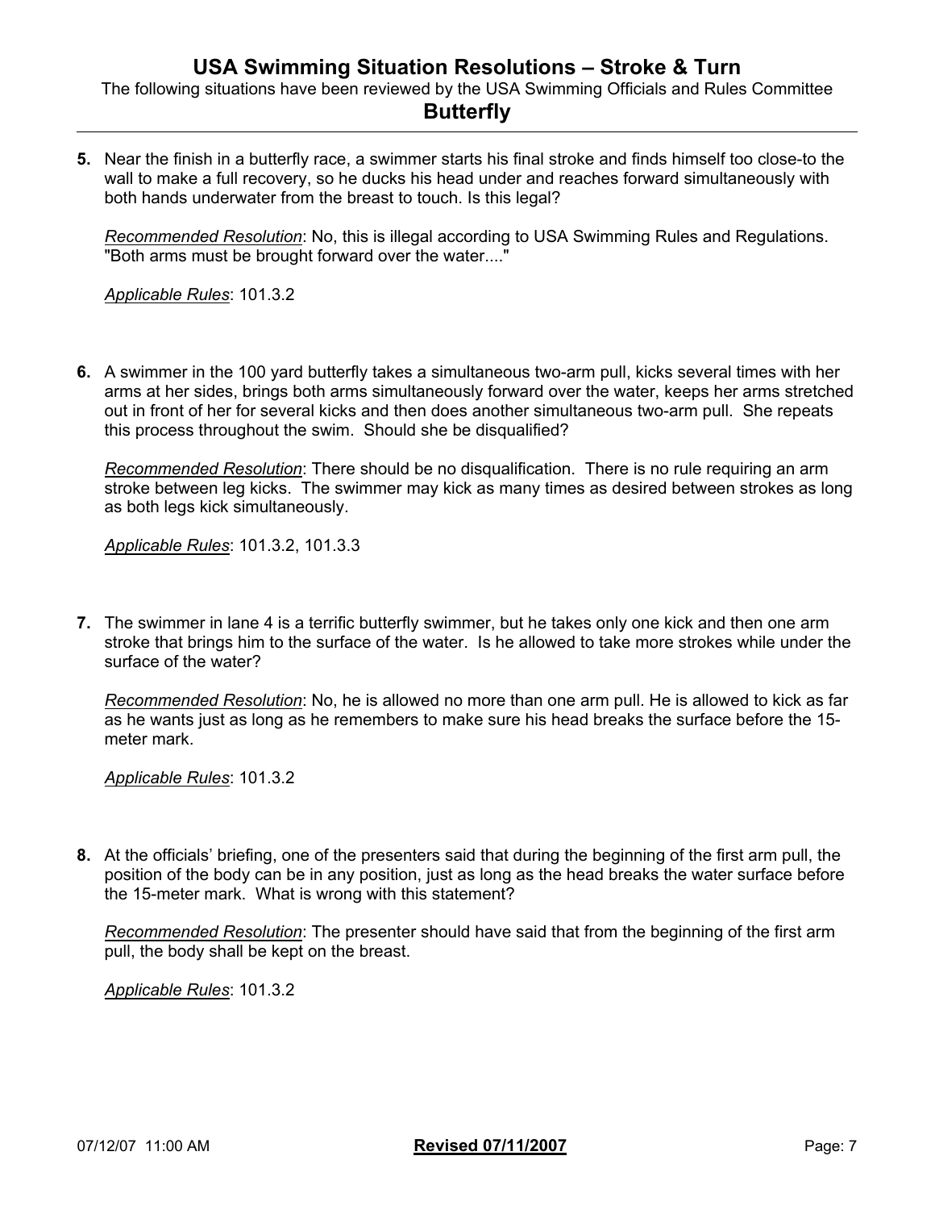# USA Swimming Situation Resolutions – Stroke & Turn

The following situations have been reviewed by the USA Swimming Officials and Rules Committee

## Butterfly

**5.** Near the finish in a butterfly race, a swimmer starts his final stroke and finds himself too close-to the wall to make a full recovery, so he ducks his head under and reaches forward simultaneously with both hands underwater from the breast to touch. Is this legal?

*Recommended Resolution*: No, this is illegal according to USA Swimming Rules and Regulations. "Both arms must be brought forward over the water...."

*Applicable Rules*: 101.3.2

**6.** A swimmer in the 100 yard butterfly takes a simultaneous two-arm pull, kicks several times with her arms at her sides, brings both arms simultaneously forward over the water, keeps her arms stretched out in front of her for several kicks and then does another simultaneous two-arm pull. She repeats this process throughout the swim. Should she be disqualified?

*Recommended Resolution*: There should be no disqualification. There is no rule requiring an arm stroke between leg kicks. The swimmer may kick as many times as desired between strokes as long as both legs kick simultaneously.

*Applicable Rules*: 101.3.2, 101.3.3

**7.** The swimmer in lane 4 is a terrific butterfly swimmer, but he takes only one kick and then one arm stroke that brings him to the surface of the water. Is he allowed to take more strokes while under the surface of the water?

*Recommended Resolution*: No, he is allowed no more than one arm pull. He is allowed to kick as far as he wants just as long as he remembers to make sure his head breaks the surface before the 15-meter mark.

*Applicable Rules*: 101.3.2

**8.** At the officials' briefing, one of the presenters said that during the beginning of the first arm pull, the position of the body can be in any position, just as long as the head breaks the water surface before the 15-meter mark. What is wrong with this statement?

*Recommended Resolution*: The presenter should have said that from the beginning of the first arm pull, the body shall be kept on the breast.

*Applicable Rules*: 101.3.2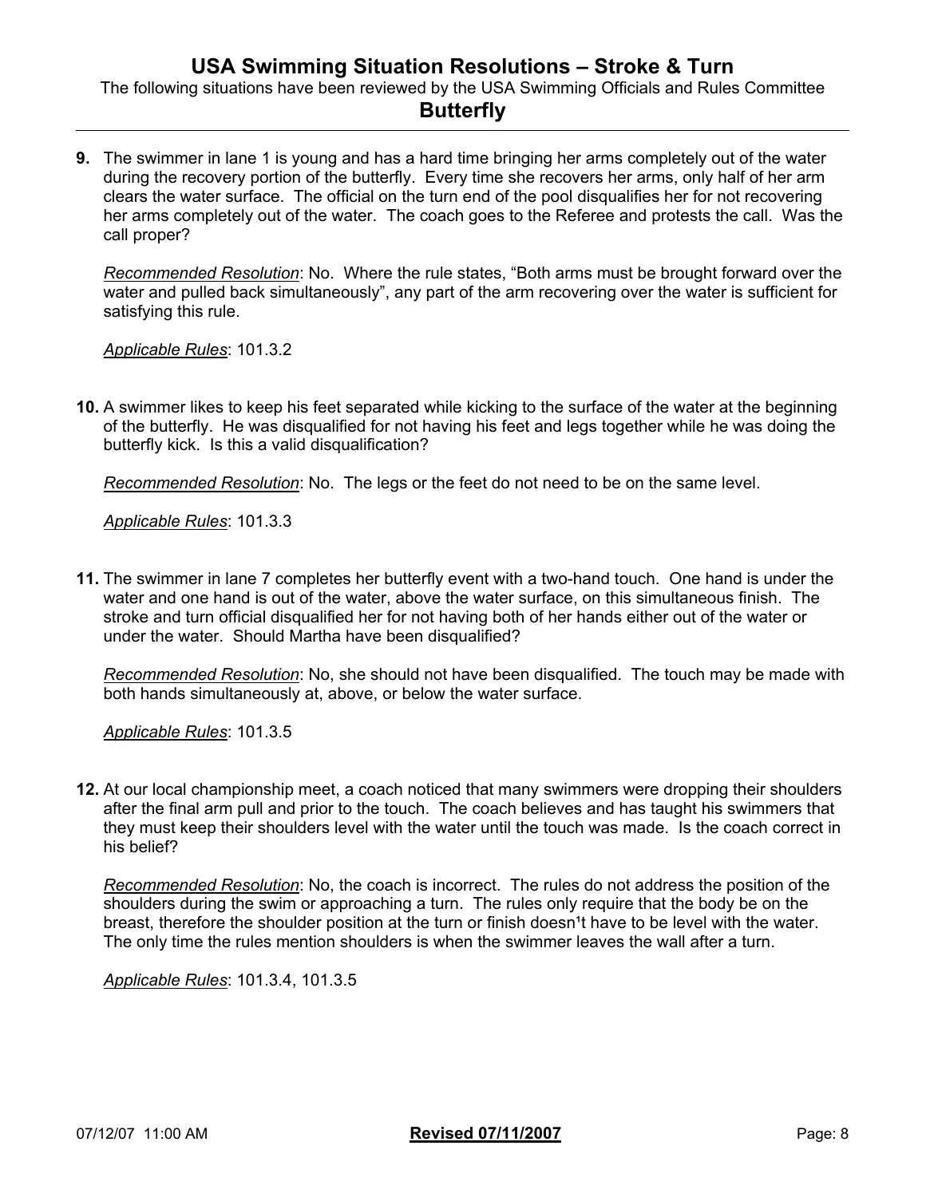# USA Swimming Situation Resolutions – Stroke & Turn

The following situations have been reviewed by the USA Swimming Officials and Rules Committee

## Butterfly

**9.** The swimmer in lane 1 is young and has a hard time bringing her arms completely out of the water during the recovery portion of the butterfly. Every time she recovers her arms, only half of her arm clears the water surface. The official on the turn end of the pool disqualifies her for not recovering her arms completely out of the water. The coach goes to the Referee and protests the call. Was the call proper?

*Recommended Resolution*: No. Where the rule states, "Both arms must be brought forward over the water and pulled back simultaneously", any part of the arm recovering over the water is sufficient for satisfying this rule.

*Applicable Rules*: 101.3.2

**10.** A swimmer likes to keep his feet separated while kicking to the surface of the water at the beginning of the butterfly. He was disqualified for not having his feet and legs together while he was doing the butterfly kick. Is this a valid disqualification?

*Recommended Resolution*: No. The legs or the feet do not need to be on the same level.

*Applicable Rules*: 101.3.3

**11.** The swimmer in lane 7 completes her butterfly event with a two-hand touch. One hand is under the water and one hand is out of the water, above the water surface, on this simultaneous finish. The stroke and turn official disqualified her for not having both of her hands either out of the water or under the water. Should Martha have been disqualified?

*Recommended Resolution*: No, she should not have been disqualified. The touch may be made with both hands simultaneously at, above, or below the water surface.

*Applicable Rules*: 101.3.5

**12.** At our local championship meet, a coach noticed that many swimmers were dropping their shoulders after the final arm pull and prior to the touch. The coach believes and has taught his swimmers that they must keep their shoulders level with the water until the touch was made. Is the coach correct in his belief?

*Recommended Resolution*: No, the coach is incorrect. The rules do not address the position of the shoulders during the swim or approaching a turn. The rules only require that the body be on the breast, therefore the shoulder position at the turn or finish doesn't have to be level with the water. The only time the rules mention shoulders is when the swimmer leaves the wall after a turn.

*Applicable Rules*: 101.3.4, 101.3.5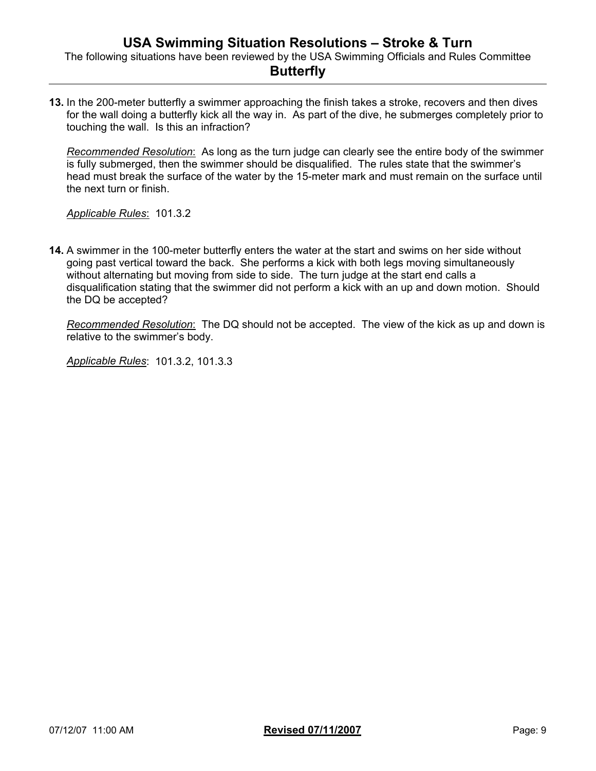# USA Swimming Situation Resolutions – Stroke & Turn

The following situations have been reviewed by the USA Swimming Officials and Rules Committee

## Butterfly

**13.** In the 200-meter butterfly a swimmer approaching the finish takes a stroke, recovers and then dives for the wall doing a butterfly kick all the way in. As part of the dive, he submerges completely prior to touching the wall. Is this an infraction?

*Recommended Resolution*: As long as the turn judge can clearly see the entire body of the swimmer is fully submerged, then the swimmer should be disqualified. The rules state that the swimmer's head must break the surface of the water by the 15-meter mark and must remain on the surface until the next turn or finish.

*Applicable Rules*: 101.3.2

**14.** A swimmer in the 100-meter butterfly enters the water at the start and swims on her side without going past vertical toward the back. She performs a kick with both legs moving simultaneously without alternating but moving from side to side. The turn judge at the start end calls a disqualification stating that the swimmer did not perform a kick with an up and down motion. Should the DQ be accepted?

*Recommended Resolution*: The DQ should not be accepted. The view of the kick as up and down is relative to the swimmer's body.

*Applicable Rules*: 101.3.2, 101.3.3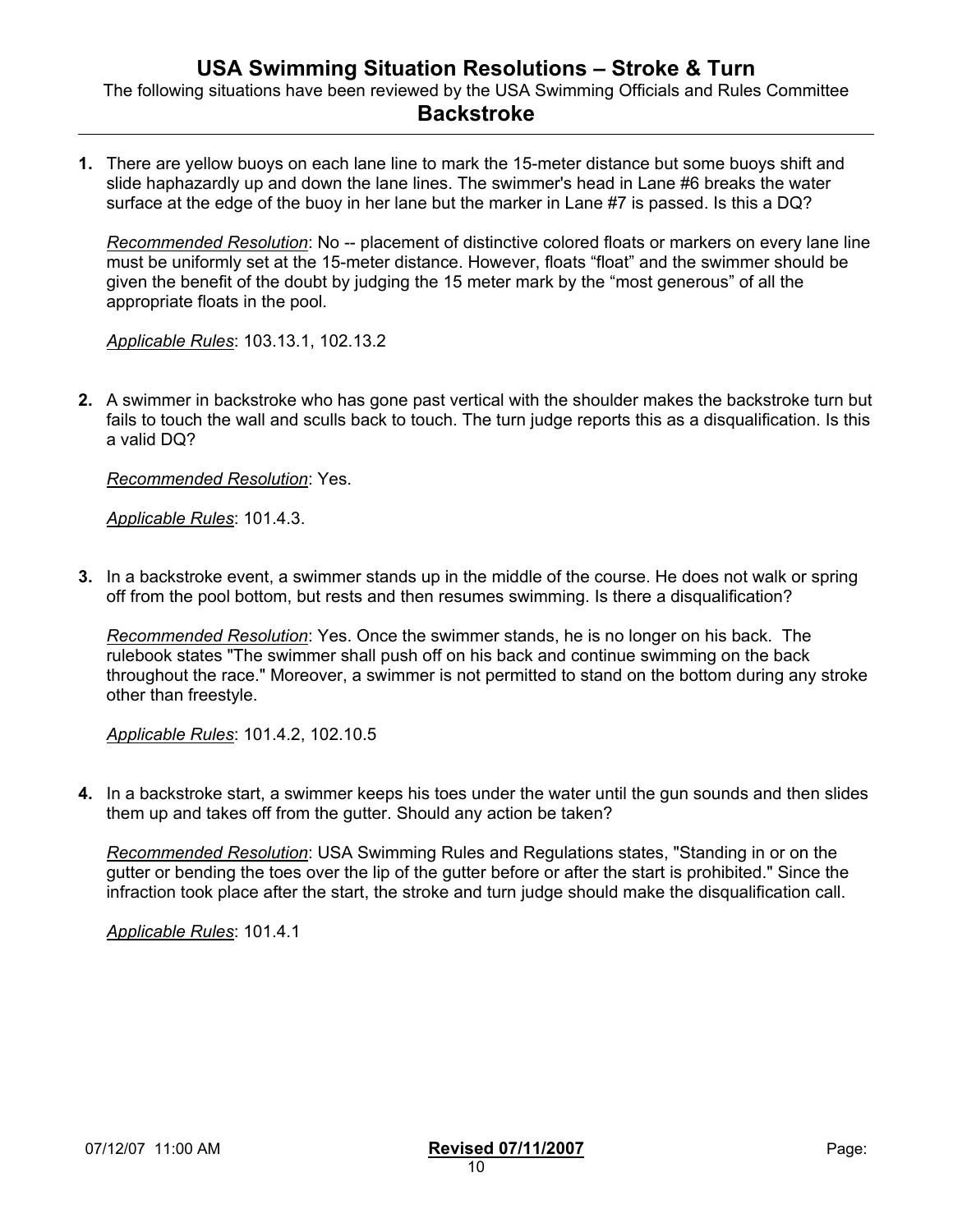# USA Swimming Situation Resolutions – Stroke & Turn

The following situations have been reviewed by the USA Swimming Officials and Rules Committee

## Backstroke

**1.** There are yellow buoys on each lane line to mark the 15-meter distance but some buoys shift and slide haphazardly up and down the lane lines. The swimmer's head in Lane #6 breaks the water surface at the edge of the buoy in her lane but the marker in Lane #7 is passed. Is this a DQ?

*Recommended Resolution*: No -- placement of distinctive colored floats or markers on every lane line must be uniformly set at the 15-meter distance. However, floats "float" and the swimmer should be given the benefit of the doubt by judging the 15 meter mark by the "most generous" of all the appropriate floats in the pool.

*Applicable Rules*: 103.13.1, 102.13.2

**2.** A swimmer in backstroke who has gone past vertical with the shoulder makes the backstroke turn but fails to touch the wall and sculls back to touch. The turn judge reports this as a disqualification. Is this a valid DQ?

*Recommended Resolution*: Yes.

*Applicable Rules*: 101.4.3.

**3.** In a backstroke event, a swimmer stands up in the middle of the course. He does not walk or spring off from the pool bottom, but rests and then resumes swimming. Is there a disqualification?

*Recommended Resolution*: Yes. Once the swimmer stands, he is no longer on his back. The rulebook states "The swimmer shall push off on his back and continue swimming on the back throughout the race." Moreover, a swimmer is not permitted to stand on the bottom during any stroke other than freestyle.

*Applicable Rules*: 101.4.2, 102.10.5

**4.** In a backstroke start, a swimmer keeps his toes under the water until the gun sounds and then slides them up and takes off from the gutter. Should any action be taken?

*Recommended Resolution*: USA Swimming Rules and Regulations states, "Standing in or on the gutter or bending the toes over the lip of the gutter before or after the start is prohibited." Since the infraction took place after the start, the stroke and turn judge should make the disqualification call.

*Applicable Rules*: 101.4.1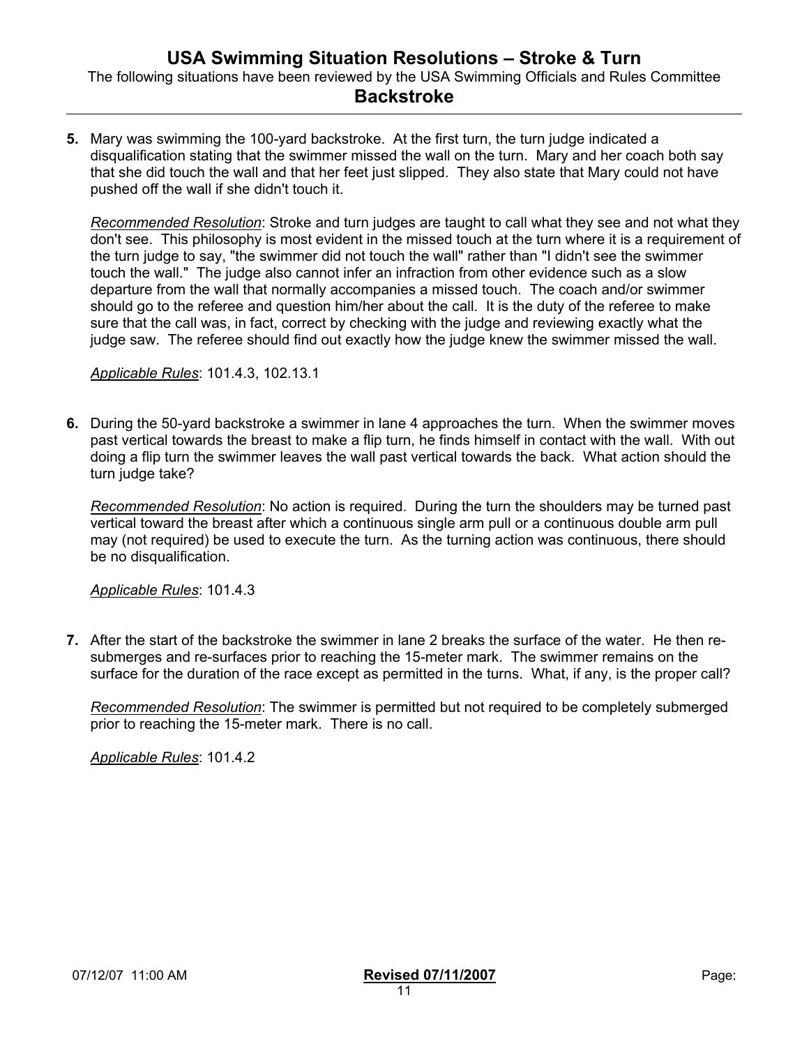**5.** Mary was swimming the 100-yard backstroke. At the first turn, the turn judge indicated a disqualification stating that the swimmer missed the wall on the turn. Mary and her coach both say that she did touch the wall and that her feet just slipped. They also state that Mary could not have pushed off the wall if she didn't touch it.

*Recommended Resolution*: Stroke and turn judges are taught to call what they see and not what they don't see. This philosophy is most evident in the missed touch at the turn where it is a requirement of the turn judge to say, "the swimmer did not touch the wall" rather than "I didn't see the swimmer touch the wall." The judge also cannot infer an infraction from other evidence such as a slow departure from the wall that normally accompanies a missed touch. The coach and/or swimmer should go to the referee and question him/her about the call. It is the duty of the referee to make sure that the call was, in fact, correct by checking with the judge and reviewing exactly what the judge saw. The referee should find out exactly how the judge knew the swimmer missed the wall.

*Applicable Rules*: 101.4.3, 102.13.1

**6.** During the 50-yard backstroke a swimmer in lane 4 approaches the turn. When the swimmer moves past vertical towards the breast to make a flip turn, he finds himself in contact with the wall. With out doing a flip turn the swimmer leaves the wall past vertical towards the back. What action should the turn judge take?

*Recommended Resolution*: No action is required. During the turn the shoulders may be turned past vertical toward the breast after which a continuous single arm pull or a continuous double arm pull may (not required) be used to execute the turn. As the turning action was continuous, there should be no disqualification.

*Applicable Rules*: 101.4.3

**7.** After the start of the backstroke the swimmer in lane 2 breaks the surface of the water. He then re-submerges and re-surfaces prior to reaching the 15-meter mark. The swimmer remains on the surface for the duration of the race except as permitted in the turns. What, if any, is the proper call?

*Recommended Resolution*: The swimmer is permitted but not required to be completely submerged prior to reaching the 15-meter mark. There is no call.

*Applicable Rules*: 101.4.2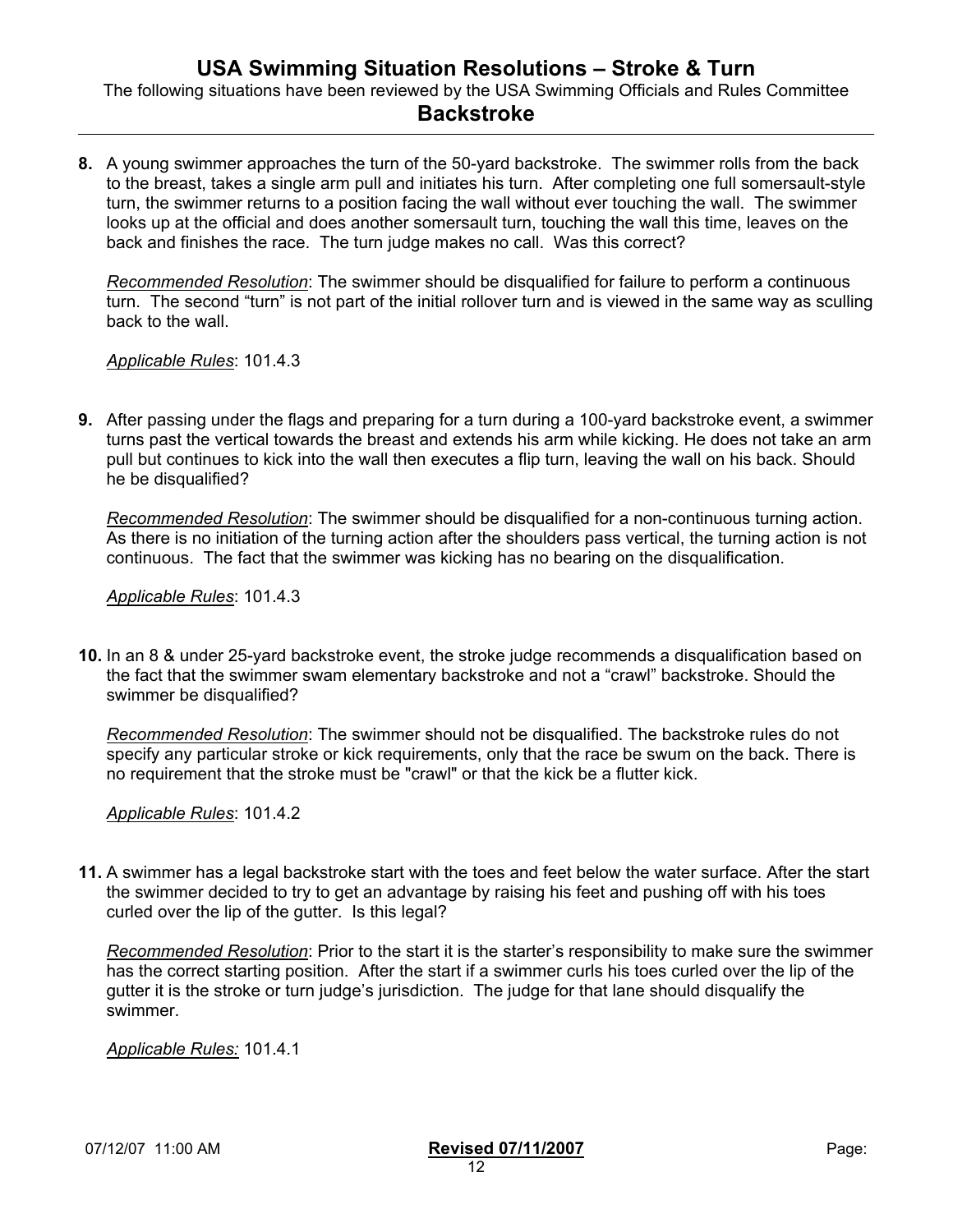## Backstroke

**8.** A young swimmer approaches the turn of the 50-yard backstroke. The swimmer rolls from the back to the breast, takes a single arm pull and initiates his turn. After completing one full somersault-style turn, the swimmer returns to a position facing the wall without ever touching the wall. The swimmer looks up at the official and does another somersault turn, touching the wall this time, leaves on the back and finishes the race. The turn judge makes no call. Was this correct?

*Recommended Resolution*: The swimmer should be disqualified for failure to perform a continuous turn. The second "turn" is not part of the initial rollover turn and is viewed in the same way as sculling back to the wall.

*Applicable Rules*: 101.4.3

**9.** After passing under the flags and preparing for a turn during a 100-yard backstroke event, a swimmer turns past the vertical towards the breast and extends his arm while kicking. He does not take an arm pull but continues to kick into the wall then executes a flip turn, leaving the wall on his back. Should he be disqualified?

*Recommended Resolution*: The swimmer should be disqualified for a non-continuous turning action. As there is no initiation of the turning action after the shoulders pass vertical, the turning action is not continuous. The fact that the swimmer was kicking has no bearing on the disqualification.

*Applicable Rules*: 101.4.3

**10.** In an 8 & under 25-yard backstroke event, the stroke judge recommends a disqualification based on the fact that the swimmer swam elementary backstroke and not a "crawl" backstroke. Should the swimmer be disqualified?

*Recommended Resolution*: The swimmer should not be disqualified. The backstroke rules do not specify any particular stroke or kick requirements, only that the race be swum on the back. There is no requirement that the stroke must be "crawl" or that the kick be a flutter kick.

*Applicable Rules*: 101.4.2

**11.** A swimmer has a legal backstroke start with the toes and feet below the water surface. After the start the swimmer decided to try to get an advantage by raising his feet and pushing off with his toes curled over the lip of the gutter. Is this legal?

*Recommended Resolution*: Prior to the start it is the starter's responsibility to make sure the swimmer has the correct starting position. After the start if a swimmer curls his toes curled over the lip of the gutter it is the stroke or turn judge's jurisdiction. The judge for that lane should disqualify the swimmer.

*Applicable Rules:* 101.4.1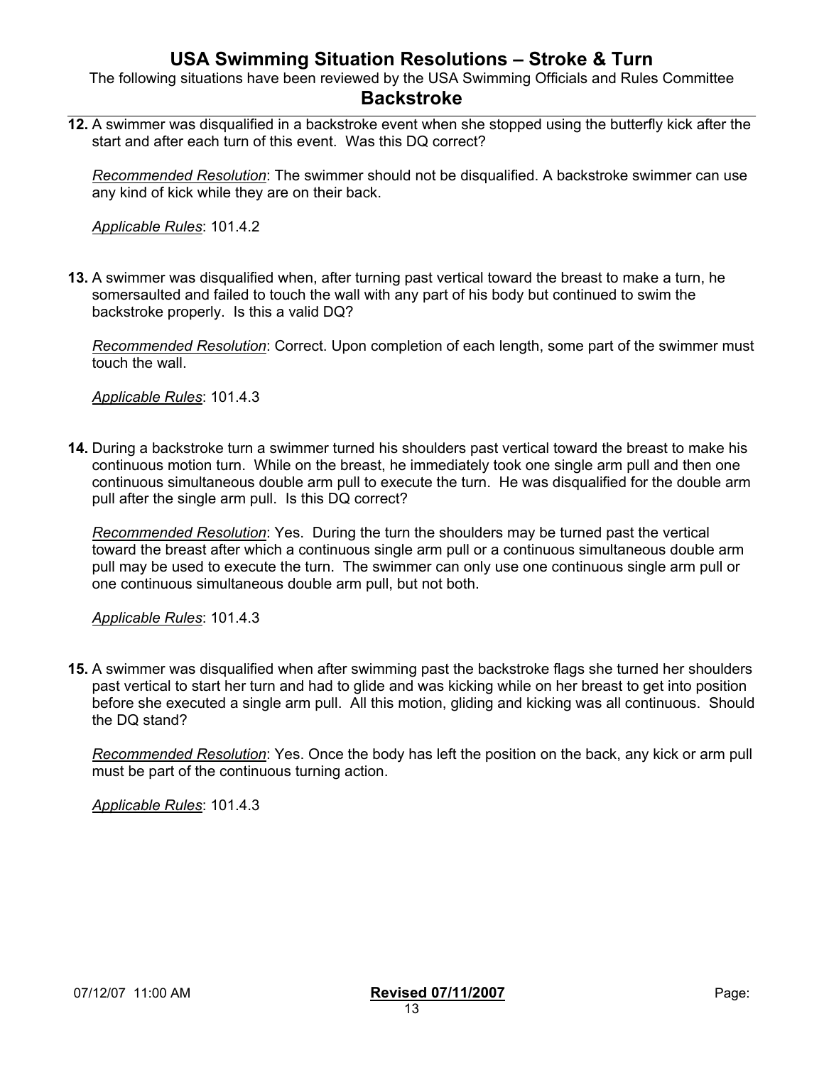# USA Swimming Situation Resolutions – Stroke & Turn

The following situations have been reviewed by the USA Swimming Officials and Rules Committee

## Backstroke

**12.** A swimmer was disqualified in a backstroke event when she stopped using the butterfly kick after the start and after each turn of this event. Was this DQ correct?

*Recommended Resolution*: The swimmer should not be disqualified. A backstroke swimmer can use any kind of kick while they are on their back.

*Applicable Rules*: 101.4.2

**13.** A swimmer was disqualified when, after turning past vertical toward the breast to make a turn, he somersaulted and failed to touch the wall with any part of his body but continued to swim the backstroke properly. Is this a valid DQ?

*Recommended Resolution*: Correct. Upon completion of each length, some part of the swimmer must touch the wall.

*Applicable Rules*: 101.4.3

**14.** During a backstroke turn a swimmer turned his shoulders past vertical toward the breast to make his continuous motion turn. While on the breast, he immediately took one single arm pull and then one continuous simultaneous double arm pull to execute the turn. He was disqualified for the double arm pull after the single arm pull. Is this DQ correct?

*Recommended Resolution*: Yes. During the turn the shoulders may be turned past the vertical toward the breast after which a continuous single arm pull or a continuous simultaneous double arm pull may be used to execute the turn. The swimmer can only use one continuous single arm pull or one continuous simultaneous double arm pull, but not both.

*Applicable Rules*: 101.4.3

**15.** A swimmer was disqualified when after swimming past the backstroke flags she turned her shoulders past vertical to start her turn and had to glide and was kicking while on her breast to get into position before she executed a single arm pull. All this motion, gliding and kicking was all continuous. Should the DQ stand?

*Recommended Resolution*: Yes. Once the body has left the position on the back, any kick or arm pull must be part of the continuous turning action.

*Applicable Rules*: 101.4.3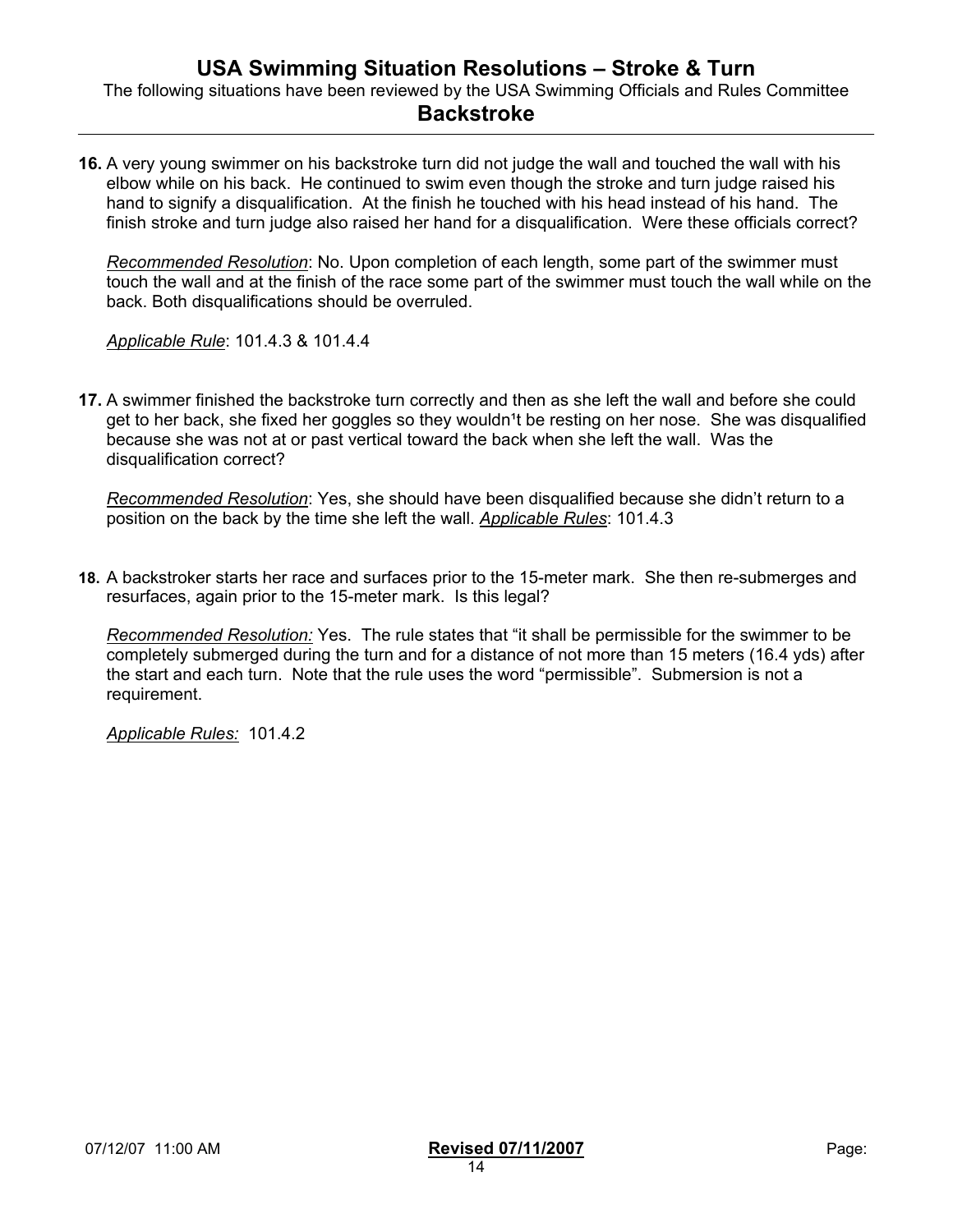# USA Swimming Situation Resolutions – Stroke & Turn

The following situations have been reviewed by the USA Swimming Officials and Rules Committee

## Backstroke

**16.** A very young swimmer on his backstroke turn did not judge the wall and touched the wall with his elbow while on his back. He continued to swim even though the stroke and turn judge raised his hand to signify a disqualification. At the finish he touched with his head instead of his hand. The finish stroke and turn judge also raised her hand for a disqualification. Were these officials correct?

*Recommended Resolution*: No. Upon completion of each length, some part of the swimmer must touch the wall and at the finish of the race some part of the swimmer must touch the wall while on the back. Both disqualifications should be overruled.

*Applicable Rule*: 101.4.3 & 101.4.4

**17.** A swimmer finished the backstroke turn correctly and then as she left the wall and before she could get to her back, she fixed her goggles so they wouldn¹t be resting on her nose. She was disqualified because she was not at or past vertical toward the back when she left the wall. Was the disqualification correct?

*Recommended Resolution*: Yes, she should have been disqualified because she didn't return to a position on the back by the time she left the wall. *Applicable Rules*: 101.4.3

**18.** A backstroker starts her race and surfaces prior to the 15-meter mark. She then re-submerges and resurfaces, again prior to the 15-meter mark. Is this legal?

*Recommended Resolution:* Yes. The rule states that "it shall be permissible for the swimmer to be completely submerged during the turn and for a distance of not more than 15 meters (16.4 yds) after the start and each turn. Note that the rule uses the word "permissible". Submersion is not a requirement.

*Applicable Rules:* 101.4.2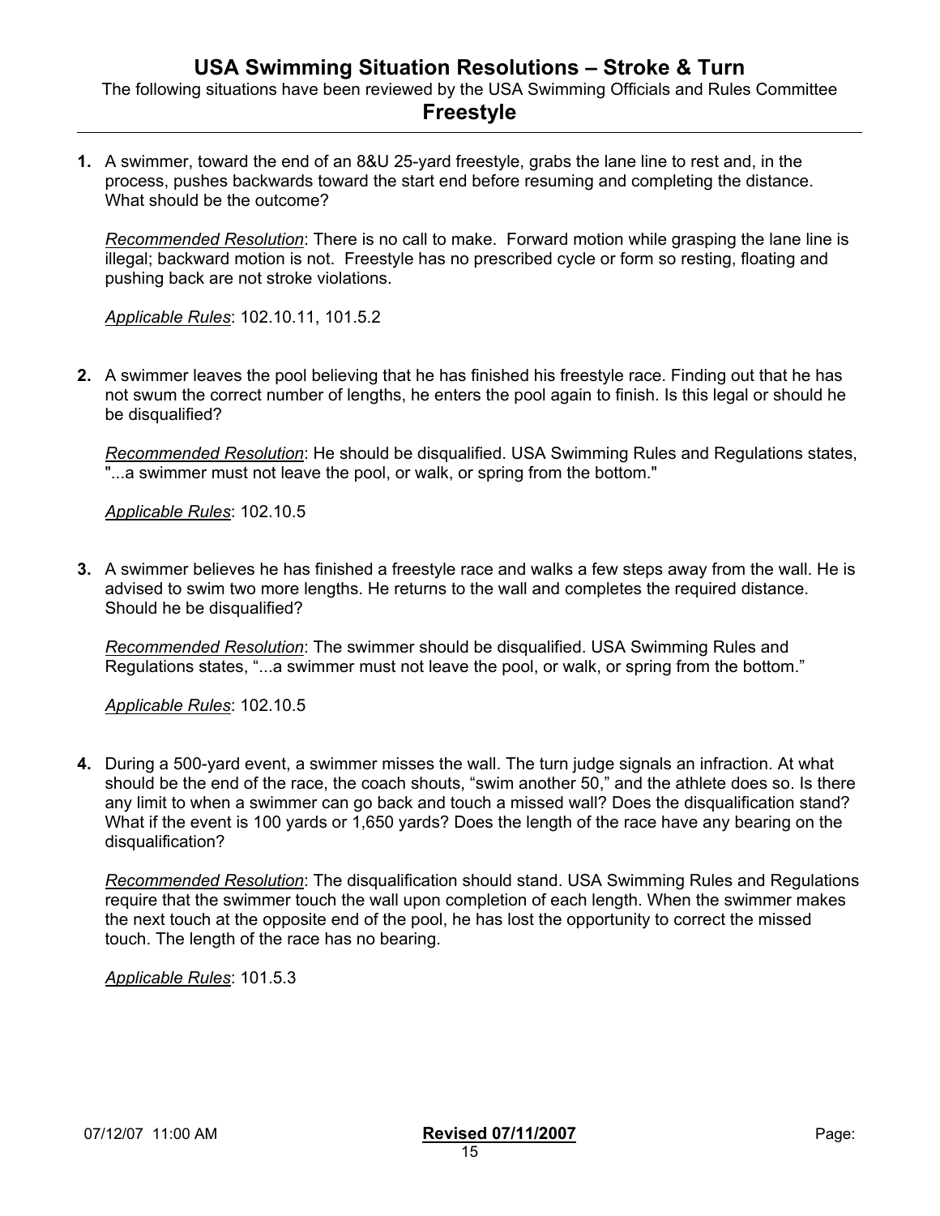# USA Swimming Situation Resolutions – Stroke & Turn

The following situations have been reviewed by the USA Swimming Officials and Rules Committee

## Freestyle

**1.** A swimmer, toward the end of an 8&U 25-yard freestyle, grabs the lane line to rest and, in the process, pushes backwards toward the start end before resuming and completing the distance. What should be the outcome?

*Recommended Resolution*: There is no call to make. Forward motion while grasping the lane line is illegal; backward motion is not. Freestyle has no prescribed cycle or form so resting, floating and pushing back are not stroke violations.

*Applicable Rules*: 102.10.11, 101.5.2

**2.** A swimmer leaves the pool believing that he has finished his freestyle race. Finding out that he has not swum the correct number of lengths, he enters the pool again to finish. Is this legal or should he be disqualified?

*Recommended Resolution*: He should be disqualified. USA Swimming Rules and Regulations states, "...a swimmer must not leave the pool, or walk, or spring from the bottom."

*Applicable Rules*: 102.10.5

**3.** A swimmer believes he has finished a freestyle race and walks a few steps away from the wall. He is advised to swim two more lengths. He returns to the wall and completes the required distance. Should he be disqualified?

*Recommended Resolution*: The swimmer should be disqualified. USA Swimming Rules and Regulations states, "...a swimmer must not leave the pool, or walk, or spring from the bottom."

*Applicable Rules*: 102.10.5

**4.** During a 500-yard event, a swimmer misses the wall. The turn judge signals an infraction. At what should be the end of the race, the coach shouts, "swim another 50," and the athlete does so. Is there any limit to when a swimmer can go back and touch a missed wall? Does the disqualification stand? What if the event is 100 yards or 1,650 yards? Does the length of the race have any bearing on the disqualification?

*Recommended Resolution*: The disqualification should stand. USA Swimming Rules and Regulations require that the swimmer touch the wall upon completion of each length. When the swimmer makes the next touch at the opposite end of the pool, he has lost the opportunity to correct the missed touch. The length of the race has no bearing.

*Applicable Rules*: 101.5.3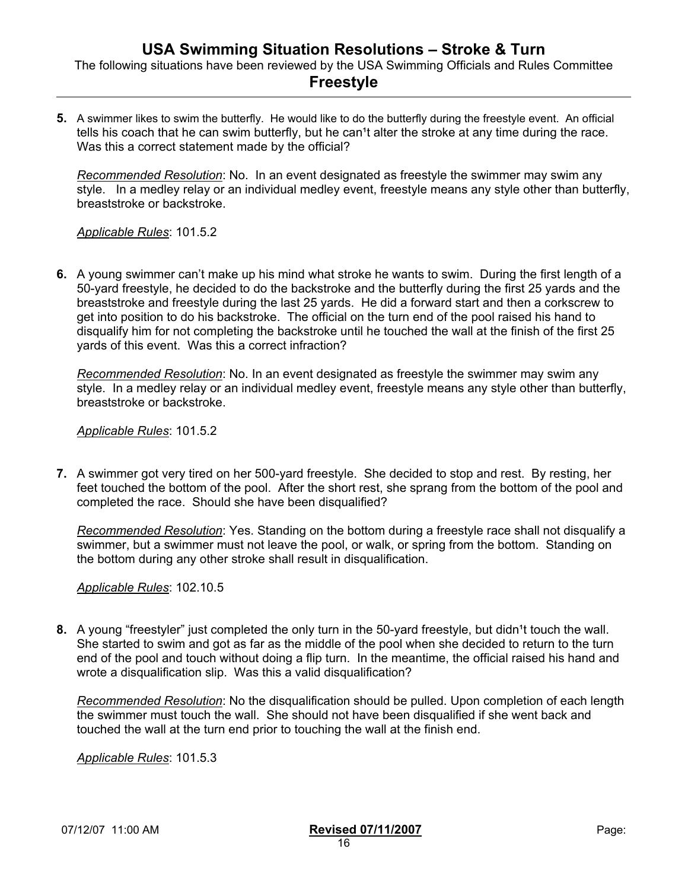# USA Swimming Situation Resolutions – Stroke & Turn

The following situations have been reviewed by the USA Swimming Officials and Rules Committee

## Freestyle

**5.** A swimmer likes to swim the butterfly. He would like to do the butterfly during the freestyle event. An official tells his coach that he can swim butterfly, but he can¹t alter the stroke at any time during the race. Was this a correct statement made by the official?

*Recommended Resolution*: No. In an event designated as freestyle the swimmer may swim any style. In a medley relay or an individual medley event, freestyle means any style other than butterfly, breaststroke or backstroke.

*Applicable Rules*: 101.5.2

**6.** A young swimmer can't make up his mind what stroke he wants to swim. During the first length of a 50-yard freestyle, he decided to do the backstroke and the butterfly during the first 25 yards and the breaststroke and freestyle during the last 25 yards. He did a forward start and then a corkscrew to get into position to do his backstroke. The official on the turn end of the pool raised his hand to disqualify him for not completing the backstroke until he touched the wall at the finish of the first 25 yards of this event. Was this a correct infraction?

*Recommended Resolution*: No. In an event designated as freestyle the swimmer may swim any style. In a medley relay or an individual medley event, freestyle means any style other than butterfly, breaststroke or backstroke.

*Applicable Rules*: 101.5.2

**7.** A swimmer got very tired on her 500-yard freestyle. She decided to stop and rest. By resting, her feet touched the bottom of the pool. After the short rest, she sprang from the bottom of the pool and completed the race. Should she have been disqualified?

*Recommended Resolution*: Yes. Standing on the bottom during a freestyle race shall not disqualify a swimmer, but a swimmer must not leave the pool, or walk, or spring from the bottom. Standing on the bottom during any other stroke shall result in disqualification.

*Applicable Rules*: 102.10.5

**8.** A young "freestyler" just completed the only turn in the 50-yard freestyle, but didn¹t touch the wall. She started to swim and got as far as the middle of the pool when she decided to return to the turn end of the pool and touch without doing a flip turn. In the meantime, the official raised his hand and wrote a disqualification slip. Was this a valid disqualification?

*Recommended Resolution*: No the disqualification should be pulled. Upon completion of each length the swimmer must touch the wall. She should not have been disqualified if she went back and touched the wall at the turn end prior to touching the wall at the finish end.

*Applicable Rules*: 101.5.3

07/12/07 11:00 AM **Revised 07/11/2007**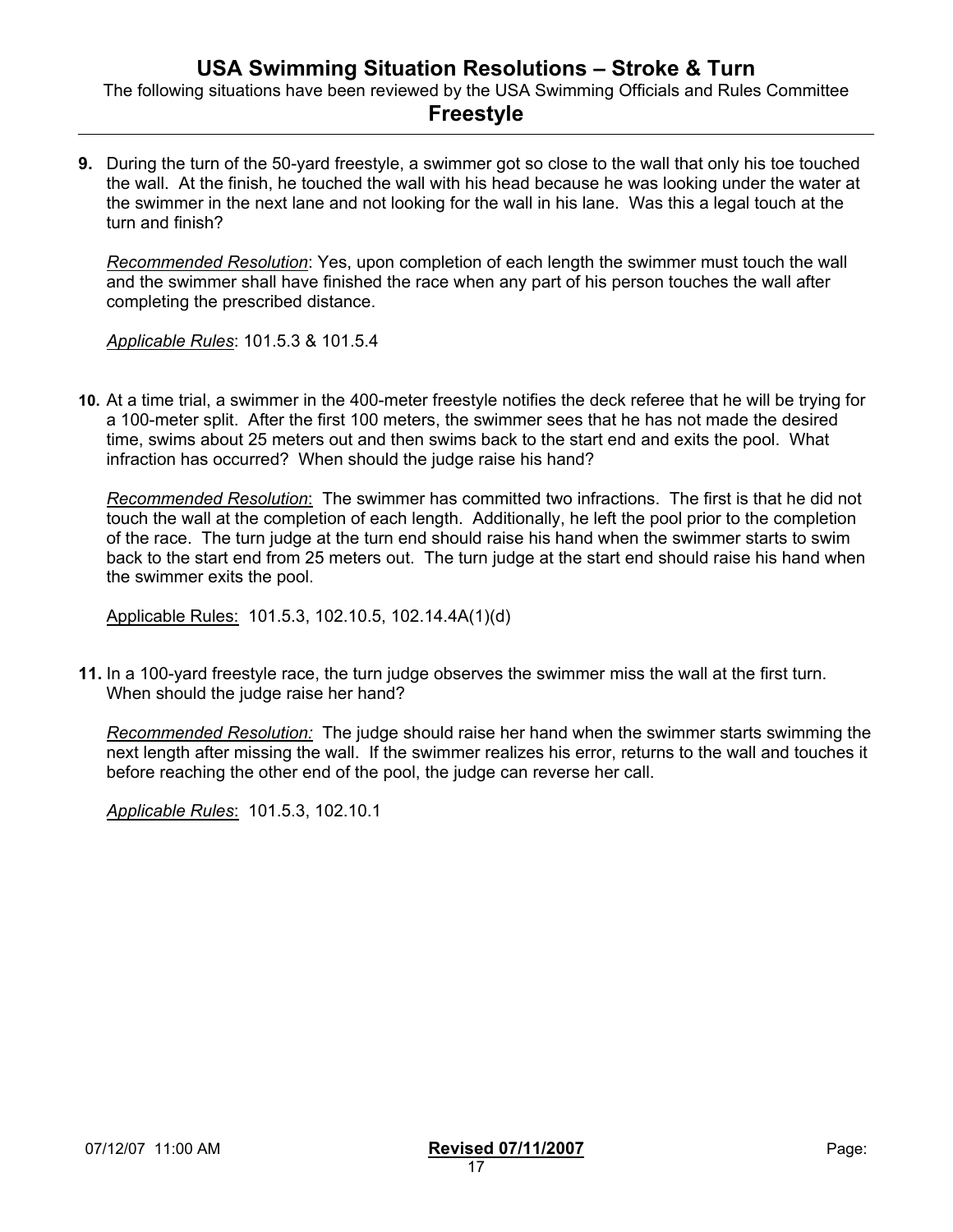# USA Swimming Situation Resolutions – Stroke & Turn

The following situations have been reviewed by the USA Swimming Officials and Rules Committee

## Freestyle

**9.** During the turn of the 50-yard freestyle, a swimmer got so close to the wall that only his toe touched the wall. At the finish, he touched the wall with his head because he was looking under the water at the swimmer in the next lane and not looking for the wall in his lane. Was this a legal touch at the turn and finish?

*Recommended Resolution*: Yes, upon completion of each length the swimmer must touch the wall and the swimmer shall have finished the race when any part of his person touches the wall after completing the prescribed distance.

*Applicable Rules*: 101.5.3 & 101.5.4

**10.** At a time trial, a swimmer in the 400-meter freestyle notifies the deck referee that he will be trying for a 100-meter split. After the first 100 meters, the swimmer sees that he has not made the desired time, swims about 25 meters out and then swims back to the start end and exits the pool. What infraction has occurred? When should the judge raise his hand?

*Recommended Resolution*: The swimmer has committed two infractions. The first is that he did not touch the wall at the completion of each length. Additionally, he left the pool prior to the completion of the race. The turn judge at the turn end should raise his hand when the swimmer starts to swim back to the start end from 25 meters out. The turn judge at the start end should raise his hand when the swimmer exits the pool.

Applicable Rules: 101.5.3, 102.10.5, 102.14.4A(1)(d)

**11.** In a 100-yard freestyle race, the turn judge observes the swimmer miss the wall at the first turn. When should the judge raise her hand?

*Recommended Resolution:* The judge should raise her hand when the swimmer starts swimming the next length after missing the wall. If the swimmer realizes his error, returns to the wall and touches it before reaching the other end of the pool, the judge can reverse her call.

*Applicable Rules*: 101.5.3, 102.10.1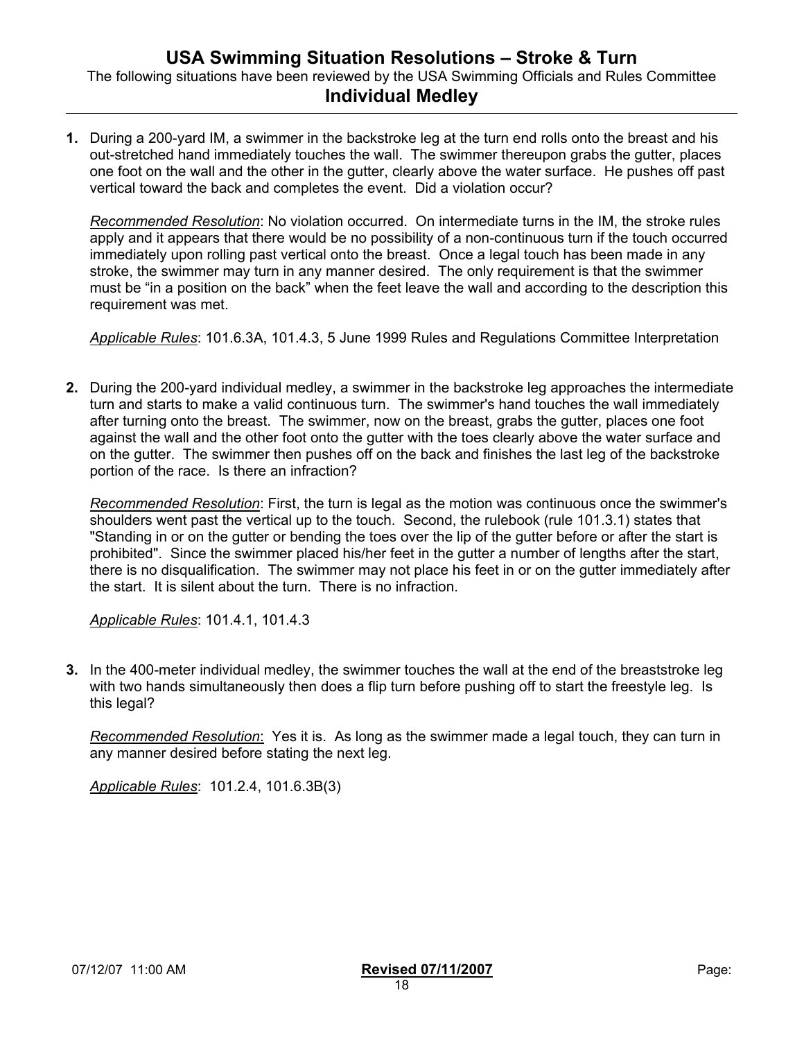# USA Swimming Situation Resolutions – Stroke & Turn

The following situations have been reviewed by the USA Swimming Officials and Rules Committee

## Individual Medley

**1.** During a 200-yard IM, a swimmer in the backstroke leg at the turn end rolls onto the breast and his out-stretched hand immediately touches the wall. The swimmer thereupon grabs the gutter, places one foot on the wall and the other in the gutter, clearly above the water surface. He pushes off past vertical toward the back and completes the event. Did a violation occur?

*Recommended Resolution*: No violation occurred. On intermediate turns in the IM, the stroke rules apply and it appears that there would be no possibility of a non-continuous turn if the touch occurred immediately upon rolling past vertical onto the breast. Once a legal touch has been made in any stroke, the swimmer may turn in any manner desired. The only requirement is that the swimmer must be "in a position on the back" when the feet leave the wall and according to the description this requirement was met.

*Applicable Rules*: 101.6.3A, 101.4.3, 5 June 1999 Rules and Regulations Committee Interpretation

**2.** During the 200-yard individual medley, a swimmer in the backstroke leg approaches the intermediate turn and starts to make a valid continuous turn. The swimmer's hand touches the wall immediately after turning onto the breast. The swimmer, now on the breast, grabs the gutter, places one foot against the wall and the other foot onto the gutter with the toes clearly above the water surface and on the gutter. The swimmer then pushes off on the back and finishes the last leg of the backstroke portion of the race. Is there an infraction?

*Recommended Resolution*: First, the turn is legal as the motion was continuous once the swimmer's shoulders went past the vertical up to the touch. Second, the rulebook (rule 101.3.1) states that "Standing in or on the gutter or bending the toes over the lip of the gutter before or after the start is prohibited". Since the swimmer placed his/her feet in the gutter a number of lengths after the start, there is no disqualification. The swimmer may not place his feet in or on the gutter immediately after the start. It is silent about the turn. There is no infraction.

*Applicable Rules*: 101.4.1, 101.4.3

**3.** In the 400-meter individual medley, the swimmer touches the wall at the end of the breaststroke leg with two hands simultaneously then does a flip turn before pushing off to start the freestyle leg. Is this legal?

*Recommended Resolution*: Yes it is. As long as the swimmer made a legal touch, they can turn in any manner desired before stating the next leg.

*Applicable Rules*: 101.2.4, 101.6.3B(3)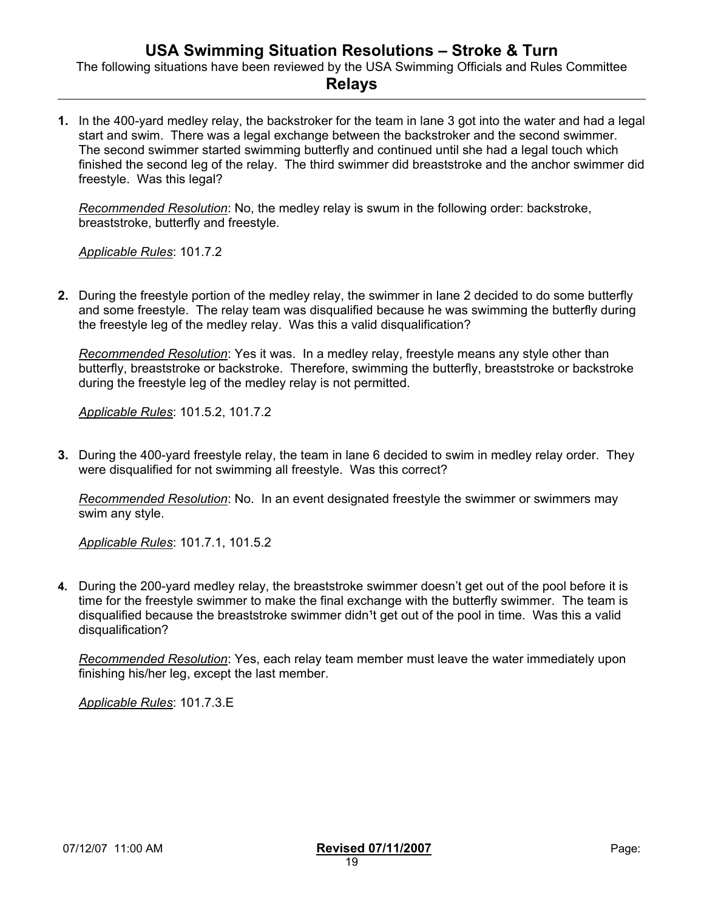# USA Swimming Situation Resolutions – Stroke & Turn

The following situations have been reviewed by the USA Swimming Officials and Rules Committee

## Relays

**1.** In the 400-yard medley relay, the backstroker for the team in lane 3 got into the water and had a legal start and swim. There was a legal exchange between the backstroker and the second swimmer. The second swimmer started swimming butterfly and continued until she had a legal touch which finished the second leg of the relay. The third swimmer did breaststroke and the anchor swimmer did freestyle. Was this legal?

*Recommended Resolution*: No, the medley relay is swum in the following order: backstroke, breaststroke, butterfly and freestyle.

*Applicable Rules*: 101.7.2

**2.** During the freestyle portion of the medley relay, the swimmer in lane 2 decided to do some butterfly and some freestyle. The relay team was disqualified because he was swimming the butterfly during the freestyle leg of the medley relay. Was this a valid disqualification?

*Recommended Resolution*: Yes it was. In a medley relay, freestyle means any style other than butterfly, breaststroke or backstroke. Therefore, swimming the butterfly, breaststroke or backstroke during the freestyle leg of the medley relay is not permitted.

*Applicable Rules*: 101.5.2, 101.7.2

**3.** During the 400-yard freestyle relay, the team in lane 6 decided to swim in medley relay order. They were disqualified for not swimming all freestyle. Was this correct?

*Recommended Resolution*: No. In an event designated freestyle the swimmer or swimmers may swim any style.

*Applicable Rules*: 101.7.1, 101.5.2

**4.** During the 200-yard medley relay, the breaststroke swimmer doesn't get out of the pool before it is time for the freestyle swimmer to make the final exchange with the butterfly swimmer. The team is disqualified because the breaststroke swimmer didn't get out of the pool in time. Was this a valid disqualification?

*Recommended Resolution*: Yes, each relay team member must leave the water immediately upon finishing his/her leg, except the last member.

*Applicable Rules*: 101.7.3.E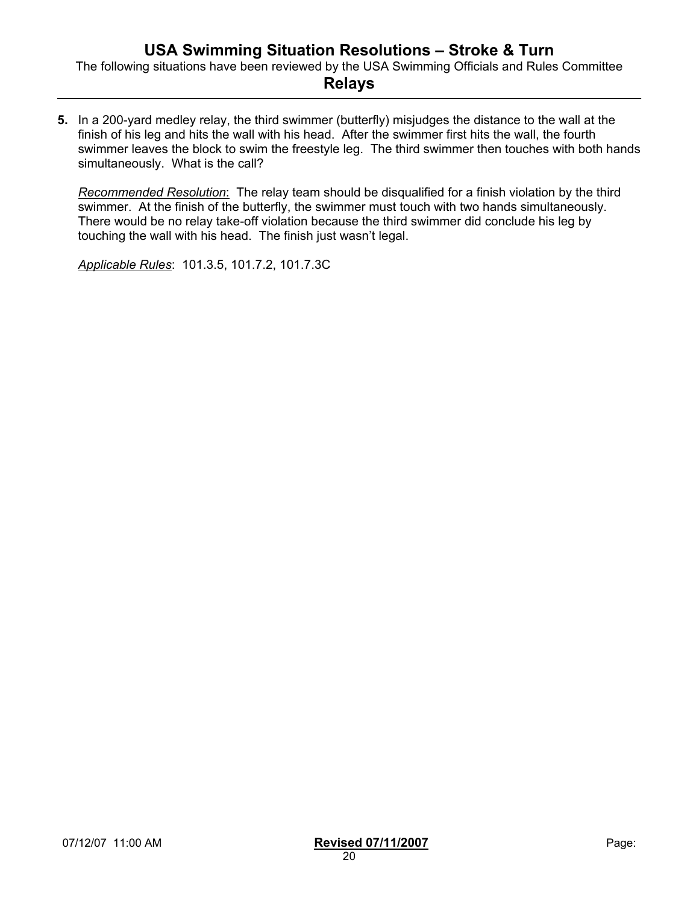# USA Swimming Situation Resolutions – Stroke & Turn

The following situations have been reviewed by the USA Swimming Officials and Rules Committee

## Relays

**5.** In a 200-yard medley relay, the third swimmer (butterfly) misjudges the distance to the wall at the finish of his leg and hits the wall with his head. After the swimmer first hits the wall, the fourth swimmer leaves the block to swim the freestyle leg. The third swimmer then touches with both hands simultaneously. What is the call?

*Recommended Resolution*: The relay team should be disqualified for a finish violation by the third swimmer. At the finish of the butterfly, the swimmer must touch with two hands simultaneously. There would be no relay take-off violation because the third swimmer did conclude his leg by touching the wall with his head. The finish just wasn't legal.

*Applicable Rules*: 101.3.5, 101.7.2, 101.7.3C